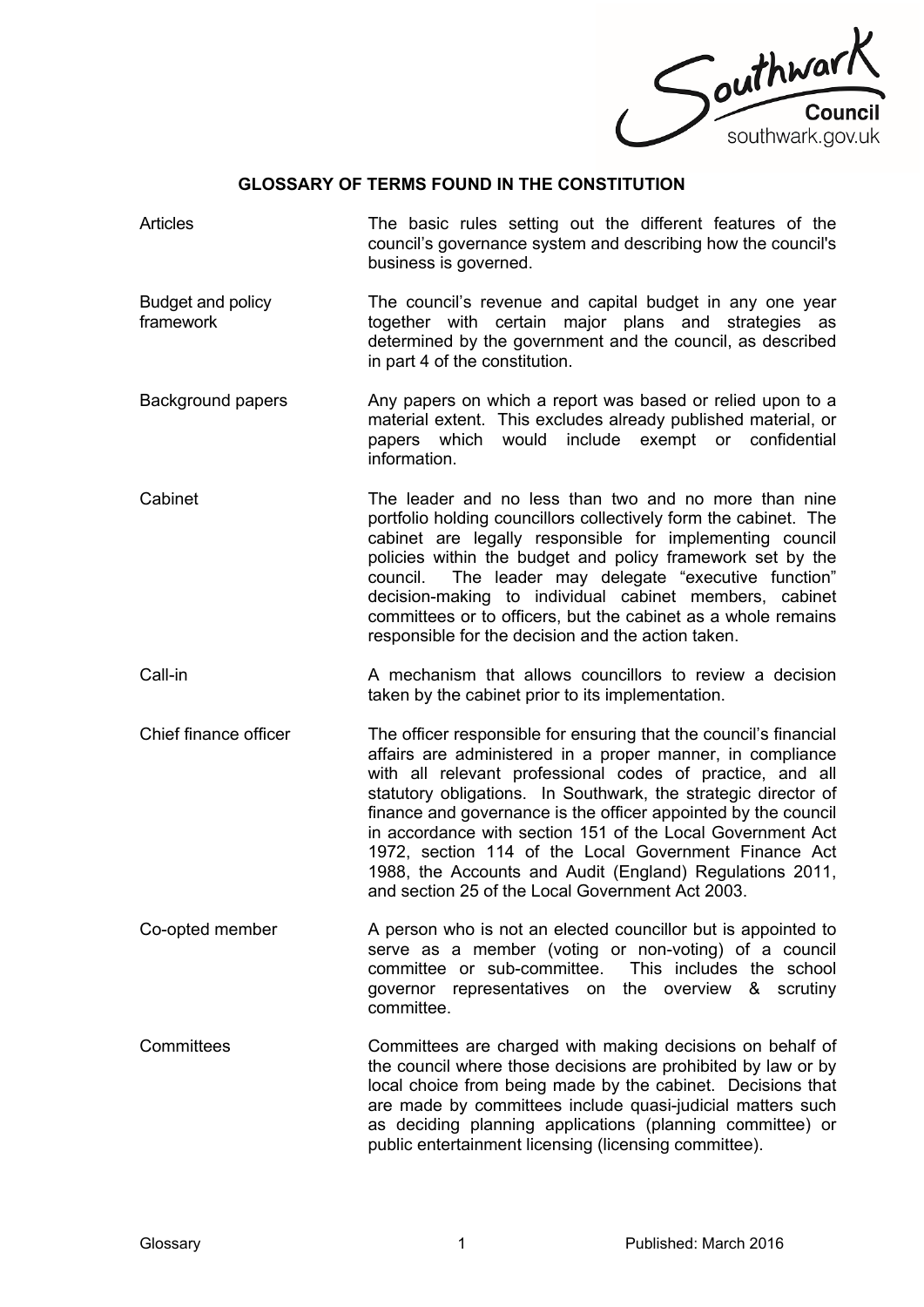## GLOSSARY OF TERMS FOUND IN THE CONSTITUTION

| | |
|---|---|
| Articles | The basic rules setting out the different features of the council's governance system and describing how the council's business is governed. |
| Budget and policy framework | The council's revenue and capital budget in any one year together with certain major plans and strategies as determined by the government and the council, as described in part 4 of the constitution. |
| Background papers | Any papers on which a report was based or relied upon to a material extent. This excludes already published material, or papers which would include exempt or confidential information. |
| Cabinet | The leader and no less than two and no more than nine portfolio holding councillors collectively form the cabinet. The cabinet are legally responsible for implementing council policies within the budget and policy framework set by the council. The leader may delegate "executive function" decision-making to individual cabinet members, cabinet committees or to officers, but the cabinet as a whole remains responsible for the decision and the action taken. |
| Call-in | A mechanism that allows councillors to review a decision taken by the cabinet prior to its implementation. |
| Chief finance officer | The officer responsible for ensuring that the council's financial affairs are administered in a proper manner, in compliance with all relevant professional codes of practice, and all statutory obligations. In Southwark, the strategic director of finance and governance is the officer appointed by the council in accordance with section 151 of the Local Government Act 1972, section 114 of the Local Government Finance Act 1988, the Accounts and Audit (England) Regulations 2011, and section 25 of the Local Government Act 2003. |
| Co-opted member | A person who is not an elected councillor but is appointed to serve as a member (voting or non-voting) of a council committee or sub-committee. This includes the school governor representatives on the overview & scrutiny committee. |
| Committees | Committees are charged with making decisions on behalf of the council where those decisions are prohibited by law or by local choice from being made by the cabinet. Decisions that are made by committees include quasi-judicial matters such as deciding planning applications (planning committee) or public entertainment licensing (licensing committee). |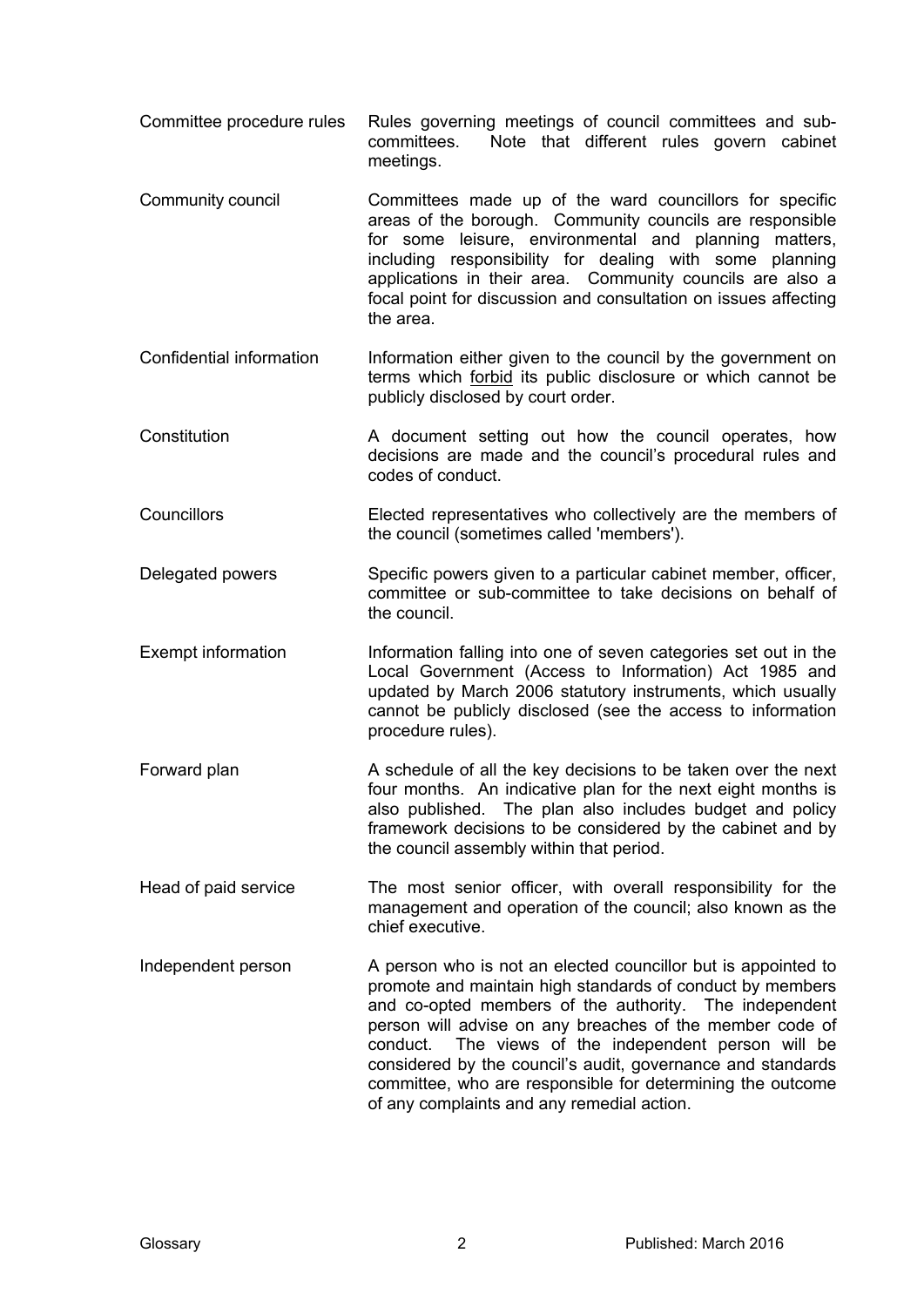| | |
|---|---|
| Committee procedure rules | Rules governing meetings of council committees and sub-committees. Note that different rules govern cabinet meetings. |
| Community council | Committees made up of the ward councillors for specific areas of the borough. Community councils are responsible for some leisure, environmental and planning matters, including responsibility for dealing with some planning applications in their area. Community councils are also a focal point for discussion and consultation on issues affecting the area. |
| Confidential information | Information either given to the council by the government on terms which <u>forbid</u> its public disclosure or which cannot be publicly disclosed by court order. |
| Constitution | A document setting out how the council operates, how decisions are made and the council's procedural rules and codes of conduct. |
| Councillors | Elected representatives who collectively are the members of the council (sometimes called 'members'). |
| Delegated powers | Specific powers given to a particular cabinet member, officer, committee or sub-committee to take decisions on behalf of the council. |
| Exempt information | Information falling into one of seven categories set out in the Local Government (Access to Information) Act 1985 and updated by March 2006 statutory instruments, which usually cannot be publicly disclosed (see the access to information procedure rules). |
| Forward plan | A schedule of all the key decisions to be taken over the next four months. An indicative plan for the next eight months is also published. The plan also includes budget and policy framework decisions to be considered by the cabinet and by the council assembly within that period. |
| Head of paid service | The most senior officer, with overall responsibility for the management and operation of the council; also known as the chief executive. |
| Independent person | A person who is not an elected councillor but is appointed to promote and maintain high standards of conduct by members and co-opted members of the authority. The independent person will advise on any breaches of the member code of conduct. The views of the independent person will be considered by the council's audit, governance and standards committee, who are responsible for determining the outcome of any complaints and any remedial action. |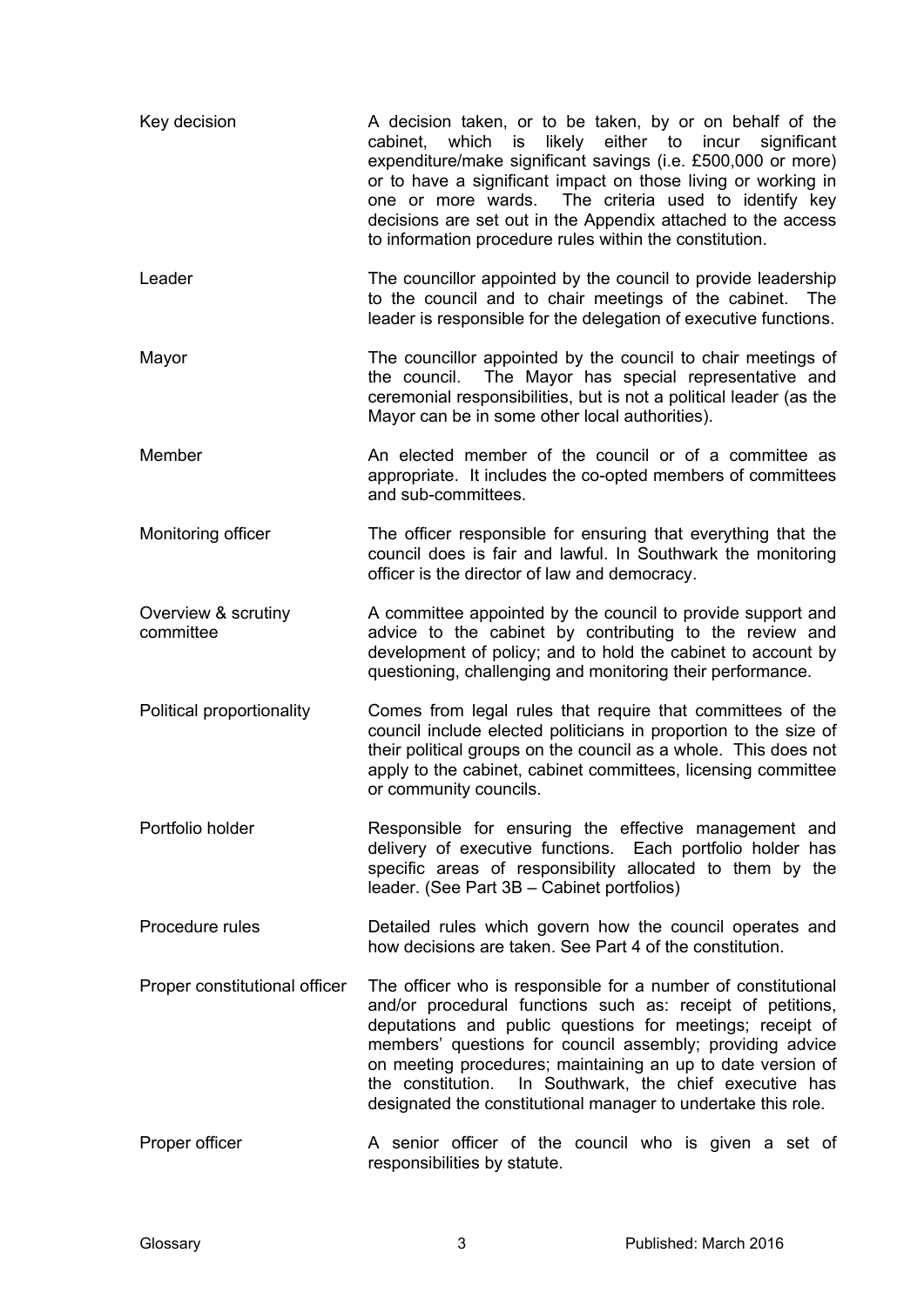| | |
|---|---|
| Key decision | A decision taken, or to be taken, by or on behalf of the cabinet, which is likely either to incur significant expenditure/make significant savings (i.e. £500,000 or more) or to have a significant impact on those living or working in one or more wards. The criteria used to identify key decisions are set out in the Appendix attached to the access to information procedure rules within the constitution. |
| Leader | The councillor appointed by the council to provide leadership to the council and to chair meetings of the cabinet. The leader is responsible for the delegation of executive functions. |
| Mayor | The councillor appointed by the council to chair meetings of the council. The Mayor has special representative and ceremonial responsibilities, but is not a political leader (as the Mayor can be in some other local authorities). |
| Member | An elected member of the council or of a committee as appropriate. It includes the co-opted members of committees and sub-committees. |
| Monitoring officer | The officer responsible for ensuring that everything that the council does is fair and lawful. In Southwark the monitoring officer is the director of law and democracy. |
| Overview & scrutiny committee | A committee appointed by the council to provide support and advice to the cabinet by contributing to the review and development of policy; and to hold the cabinet to account by questioning, challenging and monitoring their performance. |
| Political proportionality | Comes from legal rules that require that committees of the council include elected politicians in proportion to the size of their political groups on the council as a whole. This does not apply to the cabinet, cabinet committees, licensing committee or community councils. |
| Portfolio holder | Responsible for ensuring the effective management and delivery of executive functions. Each portfolio holder has specific areas of responsibility allocated to them by the leader. (See Part 3B – Cabinet portfolios) |
| Procedure rules | Detailed rules which govern how the council operates and how decisions are taken. See Part 4 of the constitution. |
| Proper constitutional officer | The officer who is responsible for a number of constitutional and/or procedural functions such as: receipt of petitions, deputations and public questions for meetings; receipt of members' questions for council assembly; providing advice on meeting procedures; maintaining an up to date version of the constitution. In Southwark, the chief executive has designated the constitutional manager to undertake this role. |
| Proper officer | A senior officer of the council who is given a set of responsibilities by statute. |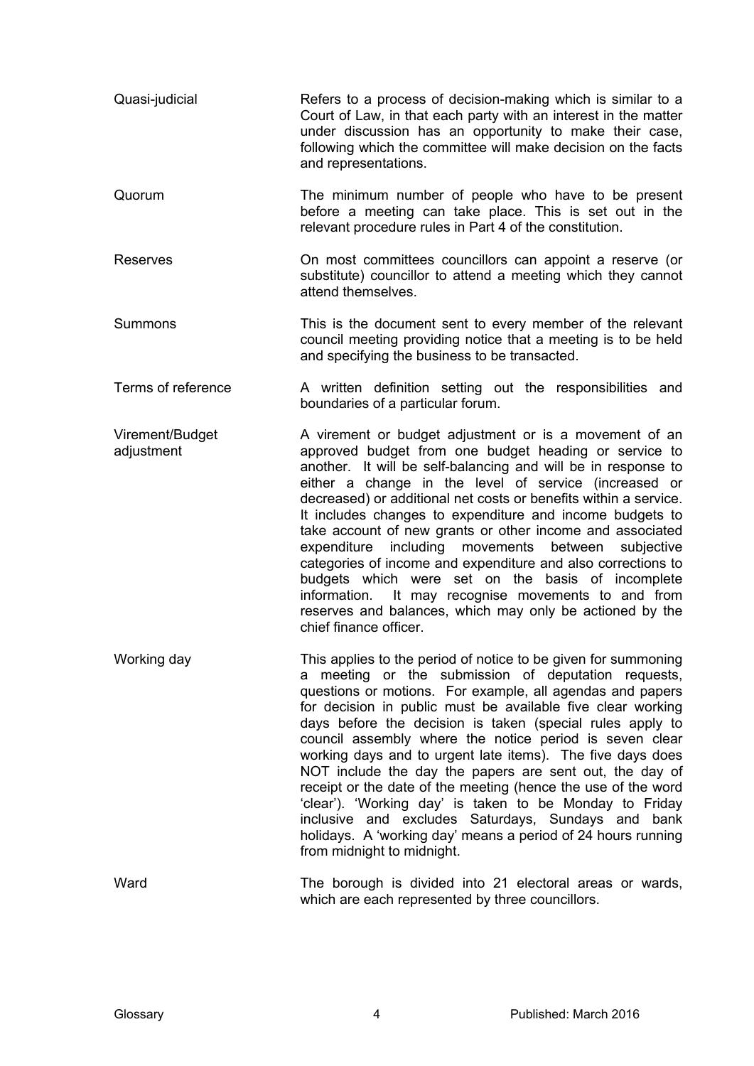| | |
|---|---|
| Quasi-judicial | Refers to a process of decision-making which is similar to a Court of Law, in that each party with an interest in the matter under discussion has an opportunity to make their case, following which the committee will make decision on the facts and representations. |
| Quorum | The minimum number of people who have to be present before a meeting can take place. This is set out in the relevant procedure rules in Part 4 of the constitution. |
| Reserves | On most committees councillors can appoint a reserve (or substitute) councillor to attend a meeting which they cannot attend themselves. |
| Summons | This is the document sent to every member of the relevant council meeting providing notice that a meeting is to be held and specifying the business to be transacted. |
| Terms of reference | A written definition setting out the responsibilities and boundaries of a particular forum. |
| Virement/Budget adjustment | A virement or budget adjustment or is a movement of an approved budget from one budget heading or service to another. It will be self-balancing and will be in response to either a change in the level of service (increased or decreased) or additional net costs or benefits within a service. It includes changes to expenditure and income budgets to take account of new grants or other income and associated expenditure including movements between subjective categories of income and expenditure and also corrections to budgets which were set on the basis of incomplete information. It may recognise movements to and from reserves and balances, which may only be actioned by the chief finance officer. |
| Working day | This applies to the period of notice to be given for summoning a meeting or the submission of deputation requests, questions or motions. For example, all agendas and papers for decision in public must be available five clear working days before the decision is taken (special rules apply to council assembly where the notice period is seven clear working days and to urgent late items). The five days does NOT include the day the papers are sent out, the day of receipt or the date of the meeting (hence the use of the word 'clear'). 'Working day' is taken to be Monday to Friday inclusive and excludes Saturdays, Sundays and bank holidays. A 'working day' means a period of 24 hours running from midnight to midnight. |
| Ward | The borough is divided into 21 electoral areas or wards, which are each represented by three councillors. |